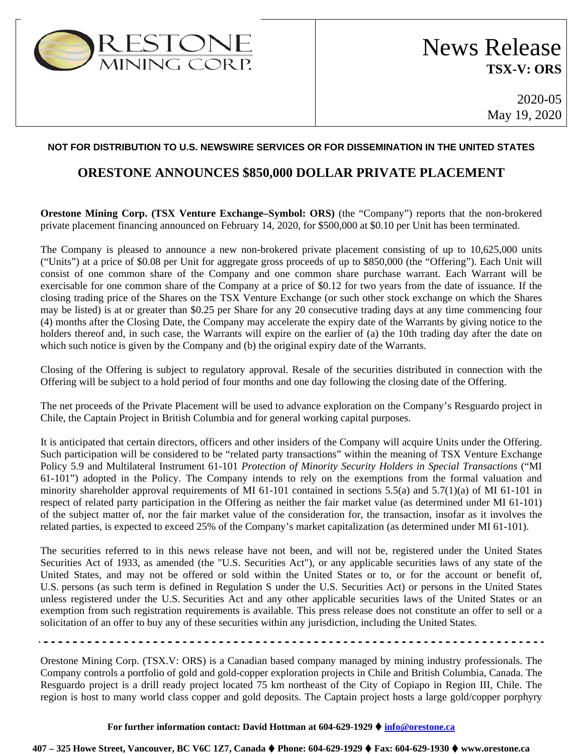**ORESTONE MINING CORP.**

# News Release
**TSX-V: ORS**

2020-05
May 19, 2020

**NOT FOR DISTRIBUTION TO U.S. NEWSWIRE SERVICES OR FOR DISSEMINATION IN THE UNITED STATES**

## ORESTONE ANNOUNCES $850,000 DOLLAR PRIVATE PLACEMENT

**Orestone Mining Corp. (TSX Venture Exchange–Symbol: ORS)** (the "Company") reports that the non-brokered private placement financing announced on February 14, 2020, for $500,000 at $0.10 per Unit has been terminated.

The Company is pleased to announce a new non-brokered private placement consisting of up to 10,625,000 units ("Units") at a price of $0.08 per Unit for aggregate gross proceeds of up to $850,000 (the "Offering"). Each Unit will consist of one common share of the Company and one common share purchase warrant. Each Warrant will be exercisable for one common share of the Company at a price of $0.12 for two years from the date of issuance. If the closing trading price of the Shares on the TSX Venture Exchange (or such other stock exchange on which the Shares may be listed) is at or greater than $0.25 per Share for any 20 consecutive trading days at any time commencing four (4) months after the Closing Date, the Company may accelerate the expiry date of the Warrants by giving notice to the holders thereof and, in such case, the Warrants will expire on the earlier of (a) the 10th trading day after the date on which such notice is given by the Company and (b) the original expiry date of the Warrants.

Closing of the Offering is subject to regulatory approval. Resale of the securities distributed in connection with the Offering will be subject to a hold period of four months and one day following the closing date of the Offering.

The net proceeds of the Private Placement will be used to advance exploration on the Company's Resguardo project in Chile, the Captain Project in British Columbia and for general working capital purposes.

It is anticipated that certain directors, officers and other insiders of the Company will acquire Units under the Offering. Such participation will be considered to be "related party transactions" within the meaning of TSX Venture Exchange Policy 5.9 and Multilateral Instrument 61-101 *Protection of Minority Security Holders in Special Transactions* ("MI 61-101") adopted in the Policy. The Company intends to rely on the exemptions from the formal valuation and minority shareholder approval requirements of MI 61-101 contained in sections 5.5(a) and 5.7(1)(a) of MI 61-101 in respect of related party participation in the Offering as neither the fair market value (as determined under MI 61-101) of the subject matter of, nor the fair market value of the consideration for, the transaction, insofar as it involves the related parties, is expected to exceed 25% of the Company's market capitalization (as determined under MI 61-101).

The securities referred to in this news release have not been, and will not be, registered under the United States Securities Act of 1933, as amended (the "U.S. Securities Act"), or any applicable securities laws of any state of the United States, and may not be offered or sold within the United States or to, or for the account or benefit of, U.S. persons (as such term is defined in Regulation S under the U.S. Securities Act) or persons in the United States unless registered under the U.S. Securities Act and any other applicable securities laws of the United States or an exemption from such registration requirements is available. This press release does not constitute an offer to sell or a solicitation of an offer to buy any of these securities within any jurisdiction, including the United States.

---

Orestone Mining Corp. (TSX.V: ORS) is a Canadian based company managed by mining industry professionals. The Company controls a portfolio of gold and gold-copper exploration projects in Chile and British Columbia, Canada. The Resguardo project is a drill ready project located 75 km northeast of the City of Copiapo in Region III, Chile. The region is host to many world class copper and gold deposits. The Captain project hosts a large gold/copper porphyry

**For further information contact: David Hottman at 604-629-1929 ♦ info@orestone.ca**

**407 – 325 Howe Street, Vancouver, BC V6C 1Z7, Canada ♦ Phone: 604-629-1929 ♦ Fax: 604-629-1930 ♦ www.orestone.ca**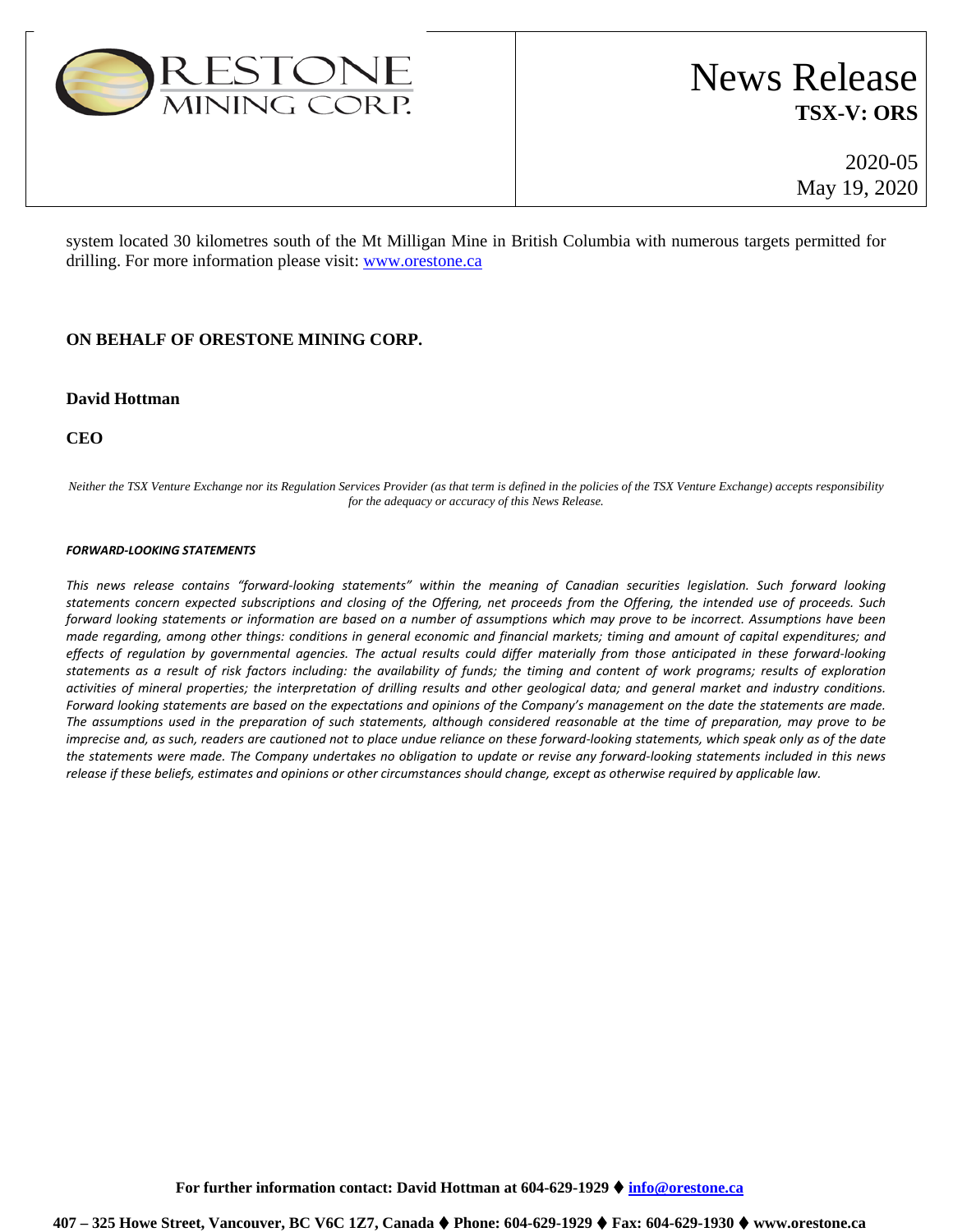system located 30 kilometres south of the Mt Milligan Mine in British Columbia with numerous targets permitted for drilling. For more information please visit: [www.orestone.ca](http://www.orestone.ca)

**ON BEHALF OF ORESTONE MINING CORP.**

**David Hottman**

**CEO**

*Neither the TSX Venture Exchange nor its Regulation Services Provider (as that term is defined in the policies of the TSX Venture Exchange) accepts responsibility for the adequacy or accuracy of this News Release.*

***FORWARD-LOOKING STATEMENTS***

*This news release contains "forward-looking statements" within the meaning of Canadian securities legislation. Such forward looking statements concern expected subscriptions and closing of the Offering, net proceeds from the Offering, the intended use of proceeds. Such forward looking statements or information are based on a number of assumptions which may prove to be incorrect. Assumptions have been made regarding, among other things: conditions in general economic and financial markets; timing and amount of capital expenditures; and effects of regulation by governmental agencies. The actual results could differ materially from those anticipated in these forward-looking statements as a result of risk factors including: the availability of funds; the timing and content of work programs; results of exploration activities of mineral properties; the interpretation of drilling results and other geological data; and general market and industry conditions. Forward looking statements are based on the expectations and opinions of the Company's management on the date the statements are made. The assumptions used in the preparation of such statements, although considered reasonable at the time of preparation, may prove to be imprecise and, as such, readers are cautioned not to place undue reliance on these forward-looking statements, which speak only as of the date the statements were made. The Company undertakes no obligation to update or revise any forward-looking statements included in this news release if these beliefs, estimates and opinions or other circumstances should change, except as otherwise required by applicable law.*

**For further information contact: David Hottman at 604-629-1929 ⧫ [info@orestone.ca](mailto:info@orestone.ca)**

**407 – 325 Howe Street, Vancouver, BC V6C 1Z7, Canada ⧫ Phone: 604-629-1929 ⧫ Fax: 604-629-1930 ⧫ www.orestone.ca**